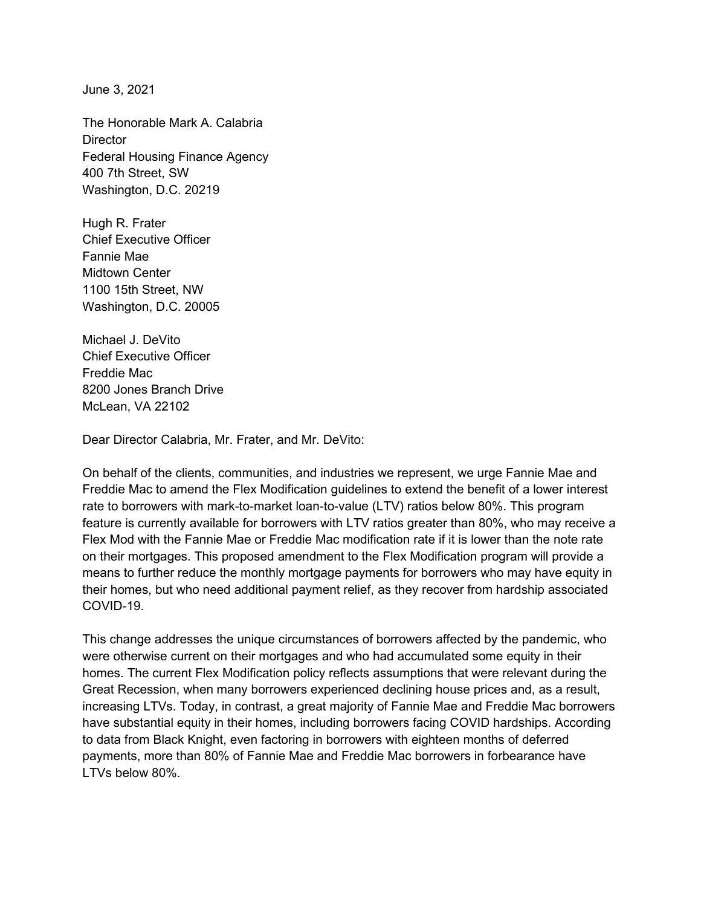June 3, 2021

The Honorable Mark A. Calabria
Director
Federal Housing Finance Agency
400 7th Street, SW
Washington, D.C. 20219

Hugh R. Frater
Chief Executive Officer
Fannie Mae
Midtown Center
1100 15th Street, NW
Washington, D.C. 20005

Michael J. DeVito
Chief Executive Officer
Freddie Mac
8200 Jones Branch Drive
McLean, VA 22102

Dear Director Calabria, Mr. Frater, and Mr. DeVito:

On behalf of the clients, communities, and industries we represent, we urge Fannie Mae and Freddie Mac to amend the Flex Modification guidelines to extend the benefit of a lower interest rate to borrowers with mark-to-market loan-to-value (LTV) ratios below 80%. This program feature is currently available for borrowers with LTV ratios greater than 80%, who may receive a Flex Mod with the Fannie Mae or Freddie Mac modification rate if it is lower than the note rate on their mortgages. This proposed amendment to the Flex Modification program will provide a means to further reduce the monthly mortgage payments for borrowers who may have equity in their homes, but who need additional payment relief, as they recover from hardship associated COVID-19.

This change addresses the unique circumstances of borrowers affected by the pandemic, who were otherwise current on their mortgages and who had accumulated some equity in their homes. The current Flex Modification policy reflects assumptions that were relevant during the Great Recession, when many borrowers experienced declining house prices and, as a result, increasing LTVs. Today, in contrast, a great majority of Fannie Mae and Freddie Mac borrowers have substantial equity in their homes, including borrowers facing COVID hardships. According to data from Black Knight, even factoring in borrowers with eighteen months of deferred payments, more than 80% of Fannie Mae and Freddie Mac borrowers in forbearance have LTVs below 80%.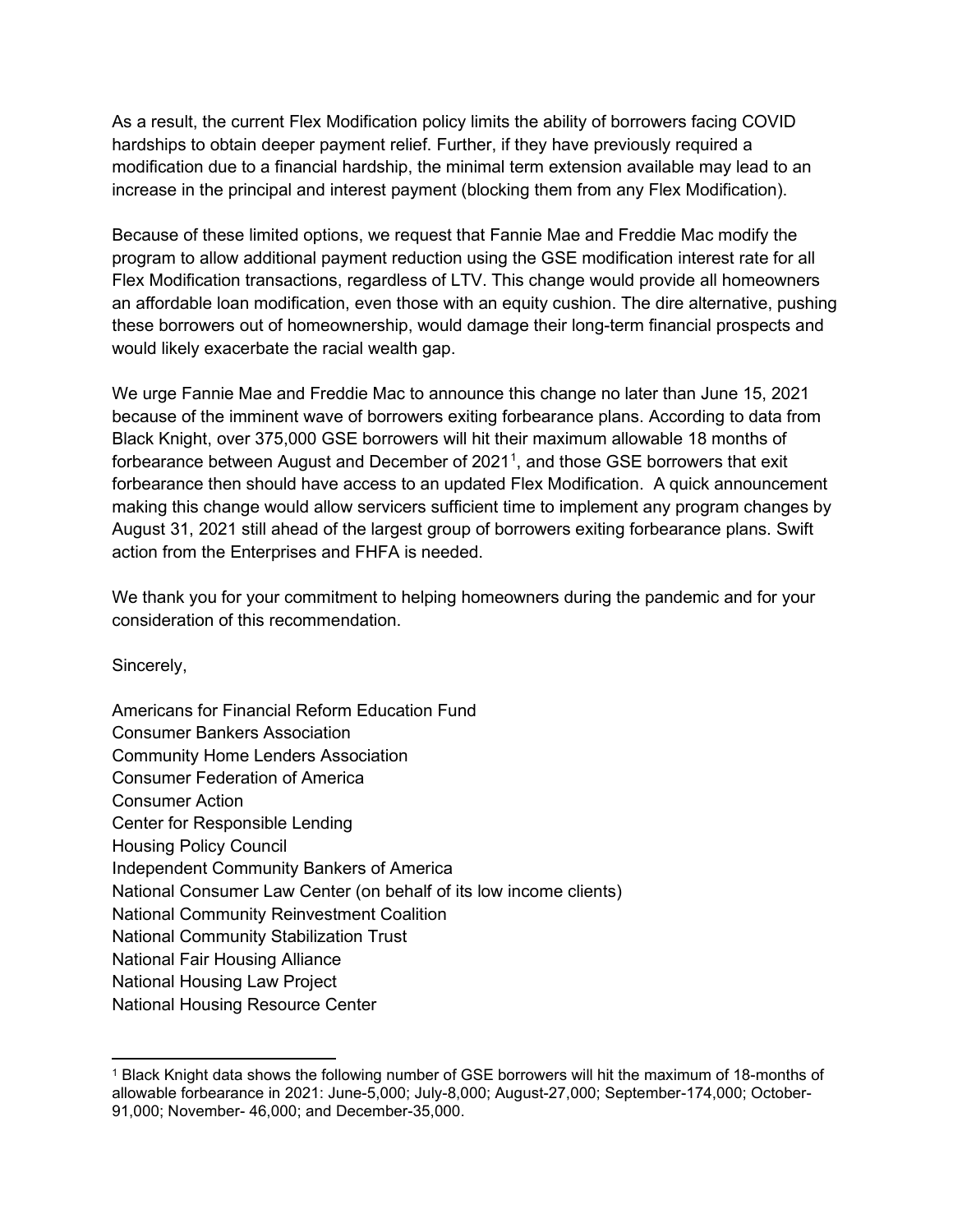As a result, the current Flex Modification policy limits the ability of borrowers facing COVID hardships to obtain deeper payment relief. Further, if they have previously required a modification due to a financial hardship, the minimal term extension available may lead to an increase in the principal and interest payment (blocking them from any Flex Modification).

Because of these limited options, we request that Fannie Mae and Freddie Mac modify the program to allow additional payment reduction using the GSE modification interest rate for all Flex Modification transactions, regardless of LTV. This change would provide all homeowners an affordable loan modification, even those with an equity cushion. The dire alternative, pushing these borrowers out of homeownership, would damage their long-term financial prospects and would likely exacerbate the racial wealth gap.

We urge Fannie Mae and Freddie Mac to announce this change no later than June 15, 2021 because of the imminent wave of borrowers exiting forbearance plans. According to data from Black Knight, over 375,000 GSE borrowers will hit their maximum allowable 18 months of forbearance between August and December of 2021[1], and those GSE borrowers that exit forbearance then should have access to an updated Flex Modification. A quick announcement making this change would allow servicers sufficient time to implement any program changes by August 31, 2021 still ahead of the largest group of borrowers exiting forbearance plans. Swift action from the Enterprises and FHFA is needed.

We thank you for your commitment to helping homeowners during the pandemic and for your consideration of this recommendation.

Sincerely,

Americans for Financial Reform Education Fund
Consumer Bankers Association
Community Home Lenders Association
Consumer Federation of America
Consumer Action
Center for Responsible Lending
Housing Policy Council
Independent Community Bankers of America
National Consumer Law Center (on behalf of its low income clients)
National Community Reinvestment Coalition
National Community Stabilization Trust
National Fair Housing Alliance
National Housing Law Project
National Housing Resource Center

[1] Black Knight data shows the following number of GSE borrowers will hit the maximum of 18-months of allowable forbearance in 2021: June-5,000; July-8,000; August-27,000; September-174,000; October-91,000; November- 46,000; and December-35,000.